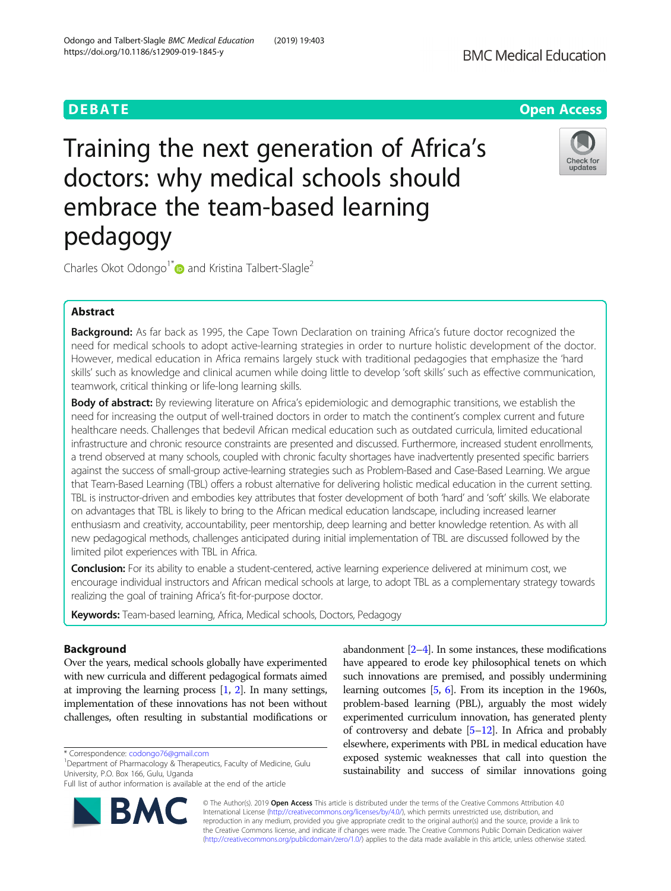DEBATE

Open Access

# Training the next generation of Africa's doctors: why medical schools should embrace the team-based learning pedagogy

Charles Okot Odongo[1*] and Kristina Talbert-Slagle[2]

## Abstract

**Background:** As far back as 1995, the Cape Town Declaration on training Africa's future doctor recognized the need for medical schools to adopt active-learning strategies in order to nurture holistic development of the doctor. However, medical education in Africa remains largely stuck with traditional pedagogies that emphasize the 'hard skills' such as knowledge and clinical acumen while doing little to develop 'soft skills' such as effective communication, teamwork, critical thinking or life-long learning skills.

**Body of abstract:** By reviewing literature on Africa's epidemiologic and demographic transitions, we establish the need for increasing the output of well-trained doctors in order to match the continent's complex current and future healthcare needs. Challenges that bedevil African medical education such as outdated curricula, limited educational infrastructure and chronic resource constraints are presented and discussed. Furthermore, increased student enrollments, a trend observed at many schools, coupled with chronic faculty shortages have inadvertently presented specific barriers against the success of small-group active-learning strategies such as Problem-Based and Case-Based Learning. We argue that Team-Based Learning (TBL) offers a robust alternative for delivering holistic medical education in the current setting. TBL is instructor-driven and embodies key attributes that foster development of both 'hard' and 'soft' skills. We elaborate on advantages that TBL is likely to bring to the African medical education landscape, including increased learner enthusiasm and creativity, accountability, peer mentorship, deep learning and better knowledge retention. As with all new pedagogical methods, challenges anticipated during initial implementation of TBL are discussed followed by the limited pilot experiences with TBL in Africa.

**Conclusion:** For its ability to enable a student-centered, active learning experience delivered at minimum cost, we encourage individual instructors and African medical schools at large, to adopt TBL as a complementary strategy towards realizing the goal of training Africa's fit-for-purpose doctor.

**Keywords:** Team-based learning, Africa, Medical schools, Doctors, Pedagogy

## Background

Over the years, medical schools globally have experimented with new curricula and different pedagogical formats aimed at improving the learning process [1, 2]. In many settings, implementation of these innovations has not been without challenges, often resulting in substantial modifications or abandonment [2–4]. In some instances, these modifications have appeared to erode key philosophical tenets on which such innovations are premised, and possibly undermining learning outcomes [5, 6]. From its inception in the 1960s, problem-based learning (PBL), arguably the most widely experimented curriculum innovation, has generated plenty of controversy and debate [5–12]. In Africa and probably elsewhere, experiments with PBL in medical education have exposed systemic weaknesses that call into question the sustainability and success of similar innovations going

* Correspondence: codongo76@gmail.com
[1]Department of Pharmacology & Therapeutics, Faculty of Medicine, Gulu University, P.O. Box 166, Gulu, Uganda
Full list of author information is available at the end of the article

© The Author(s). 2019 **Open Access** This article is distributed under the terms of the Creative Commons Attribution 4.0 International License (http://creativecommons.org/licenses/by/4.0/), which permits unrestricted use, distribution, and reproduction in any medium, provided you give appropriate credit to the original author(s) and the source, provide a link to the Creative Commons license, and indicate if changes were made. The Creative Commons Public Domain Dedication waiver (http://creativecommons.org/publicdomain/zero/1.0/) applies to the data made available in this article, unless otherwise stated.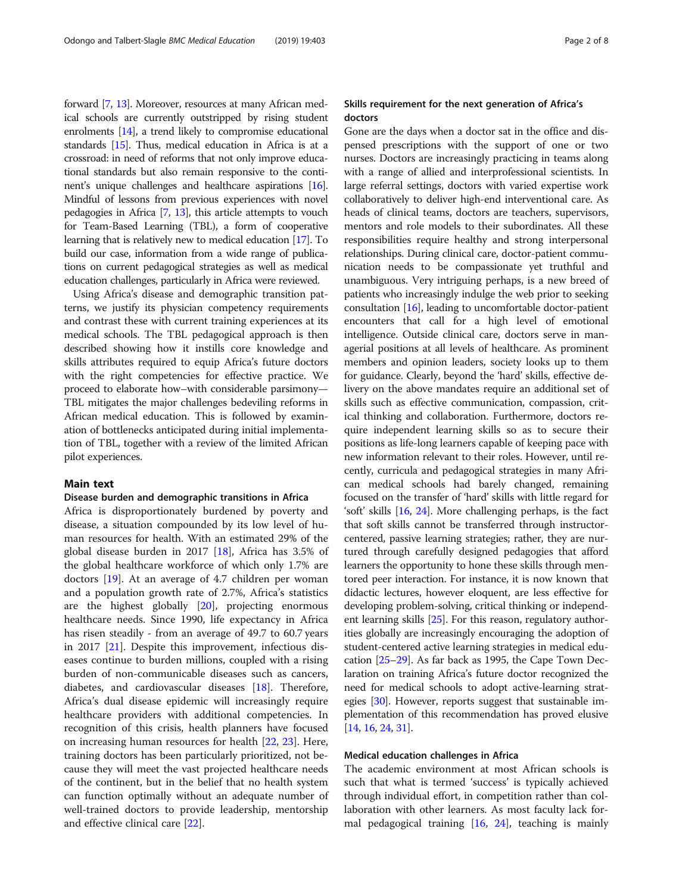forward [7, 13]. Moreover, resources at many African medical schools are currently outstripped by rising student enrolments [14], a trend likely to compromise educational standards [15]. Thus, medical education in Africa is at a crossroad: in need of reforms that not only improve educational standards but also remain responsive to the continent's unique challenges and healthcare aspirations [16]. Mindful of lessons from previous experiences with novel pedagogies in Africa [7, 13], this article attempts to vouch for Team-Based Learning (TBL), a form of cooperative learning that is relatively new to medical education [17]. To build our case, information from a wide range of publications on current pedagogical strategies as well as medical education challenges, particularly in Africa were reviewed.

Using Africa's disease and demographic transition patterns, we justify its physician competency requirements and contrast these with current training experiences at its medical schools. The TBL pedagogical approach is then described showing how it instills core knowledge and skills attributes required to equip Africa's future doctors with the right competencies for effective practice. We proceed to elaborate how–with considerable parsimony—TBL mitigates the major challenges bedeviling reforms in African medical education. This is followed by examination of bottlenecks anticipated during initial implementation of TBL, together with a review of the limited African pilot experiences.

## Main text

### Disease burden and demographic transitions in Africa

Africa is disproportionately burdened by poverty and disease, a situation compounded by its low level of human resources for health. With an estimated 29% of the global disease burden in 2017 [18], Africa has 3.5% of the global healthcare workforce of which only 1.7% are doctors [19]. At an average of 4.7 children per woman and a population growth rate of 2.7%, Africa's statistics are the highest globally [20], projecting enormous healthcare needs. Since 1990, life expectancy in Africa has risen steadily - from an average of 49.7 to 60.7 years in 2017 [21]. Despite this improvement, infectious diseases continue to burden millions, coupled with a rising burden of non-communicable diseases such as cancers, diabetes, and cardiovascular diseases [18]. Therefore, Africa's dual disease epidemic will increasingly require healthcare providers with additional competencies. In recognition of this crisis, health planners have focused on increasing human resources for health [22, 23]. Here, training doctors has been particularly prioritized, not because they will meet the vast projected healthcare needs of the continent, but in the belief that no health system can function optimally without an adequate number of well-trained doctors to provide leadership, mentorship and effective clinical care [22].

### Skills requirement for the next generation of Africa's doctors

Gone are the days when a doctor sat in the office and dispensed prescriptions with the support of one or two nurses. Doctors are increasingly practicing in teams along with a range of allied and interprofessional scientists. In large referral settings, doctors with varied expertise work collaboratively to deliver high-end interventional care. As heads of clinical teams, doctors are teachers, supervisors, mentors and role models to their subordinates. All these responsibilities require healthy and strong interpersonal relationships. During clinical care, doctor-patient communication needs to be compassionate yet truthful and unambiguous. Very intriguing perhaps, is a new breed of patients who increasingly indulge the web prior to seeking consultation [16], leading to uncomfortable doctor-patient encounters that call for a high level of emotional intelligence. Outside clinical care, doctors serve in managerial positions at all levels of healthcare. As prominent members and opinion leaders, society looks up to them for guidance. Clearly, beyond the 'hard' skills, effective delivery on the above mandates require an additional set of skills such as effective communication, compassion, critical thinking and collaboration. Furthermore, doctors require independent learning skills so as to secure their positions as life-long learners capable of keeping pace with new information relevant to their roles. However, until recently, curricula and pedagogical strategies in many African medical schools had barely changed, remaining focused on the transfer of 'hard' skills with little regard for 'soft' skills [16, 24]. More challenging perhaps, is the fact that soft skills cannot be transferred through instructor-centered, passive learning strategies; rather, they are nurtured through carefully designed pedagogies that afford learners the opportunity to hone these skills through mentored peer interaction. For instance, it is now known that didactic lectures, however eloquent, are less effective for developing problem-solving, critical thinking or independent learning skills [25]. For this reason, regulatory authorities globally are increasingly encouraging the adoption of student-centered active learning strategies in medical education [25–29]. As far back as 1995, the Cape Town Declaration on training Africa's future doctor recognized the need for medical schools to adopt active-learning strategies [30]. However, reports suggest that sustainable implementation of this recommendation has proved elusive [14, 16, 24, 31].

### Medical education challenges in Africa

The academic environment at most African schools is such that what is termed 'success' is typically achieved through individual effort, in competition rather than collaboration with other learners. As most faculty lack formal pedagogical training [16, 24], teaching is mainly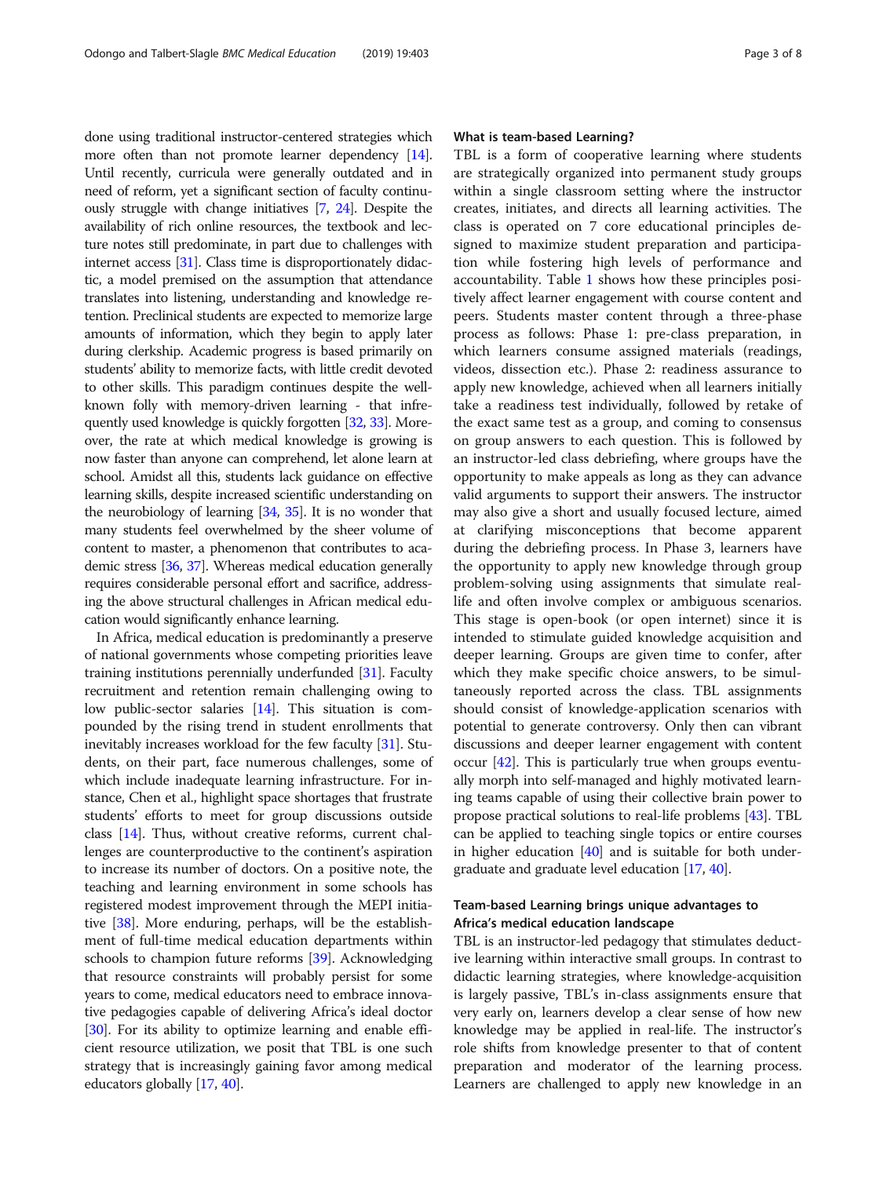done using traditional instructor-centered strategies which more often than not promote learner dependency [14]. Until recently, curricula were generally outdated and in need of reform, yet a significant section of faculty continuously struggle with change initiatives [7, 24]. Despite the availability of rich online resources, the textbook and lecture notes still predominate, in part due to challenges with internet access [31]. Class time is disproportionately didactic, a model premised on the assumption that attendance translates into listening, understanding and knowledge retention. Preclinical students are expected to memorize large amounts of information, which they begin to apply later during clerkship. Academic progress is based primarily on students' ability to memorize facts, with little credit devoted to other skills. This paradigm continues despite the well-known folly with memory-driven learning - that infrequently used knowledge is quickly forgotten [32, 33]. Moreover, the rate at which medical knowledge is growing is now faster than anyone can comprehend, let alone learn at school. Amidst all this, students lack guidance on effective learning skills, despite increased scientific understanding on the neurobiology of learning [34, 35]. It is no wonder that many students feel overwhelmed by the sheer volume of content to master, a phenomenon that contributes to academic stress [36, 37]. Whereas medical education generally requires considerable personal effort and sacrifice, addressing the above structural challenges in African medical education would significantly enhance learning.

In Africa, medical education is predominantly a preserve of national governments whose competing priorities leave training institutions perennially underfunded [31]. Faculty recruitment and retention remain challenging owing to low public-sector salaries [14]. This situation is compounded by the rising trend in student enrollments that inevitably increases workload for the few faculty [31]. Students, on their part, face numerous challenges, some of which include inadequate learning infrastructure. For instance, Chen et al., highlight space shortages that frustrate students' efforts to meet for group discussions outside class [14]. Thus, without creative reforms, current challenges are counterproductive to the continent's aspiration to increase its number of doctors. On a positive note, the teaching and learning environment in some schools has registered modest improvement through the MEPI initiative [38]. More enduring, perhaps, will be the establishment of full-time medical education departments within schools to champion future reforms [39]. Acknowledging that resource constraints will probably persist for some years to come, medical educators need to embrace innovative pedagogies capable of delivering Africa's ideal doctor [30]. For its ability to optimize learning and enable efficient resource utilization, we posit that TBL is one such strategy that is increasingly gaining favor among medical educators globally [17, 40].

## What is team-based Learning?

TBL is a form of cooperative learning where students are strategically organized into permanent study groups within a single classroom setting where the instructor creates, initiates, and directs all learning activities. The class is operated on 7 core educational principles designed to maximize student preparation and participation while fostering high levels of performance and accountability. Table 1 shows how these principles positively affect learner engagement with course content and peers. Students master content through a three-phase process as follows: Phase 1: pre-class preparation, in which learners consume assigned materials (readings, videos, dissection etc.). Phase 2: readiness assurance to apply new knowledge, achieved when all learners initially take a readiness test individually, followed by retake of the exact same test as a group, and coming to consensus on group answers to each question. This is followed by an instructor-led class debriefing, where groups have the opportunity to make appeals as long as they can advance valid arguments to support their answers. The instructor may also give a short and usually focused lecture, aimed at clarifying misconceptions that become apparent during the debriefing process. In Phase 3, learners have the opportunity to apply new knowledge through group problem-solving using assignments that simulate real-life and often involve complex or ambiguous scenarios. This stage is open-book (or open internet) since it is intended to stimulate guided knowledge acquisition and deeper learning. Groups are given time to confer, after which they make specific choice answers, to be simultaneously reported across the class. TBL assignments should consist of knowledge-application scenarios with potential to generate controversy. Only then can vibrant discussions and deeper learner engagement with content occur [42]. This is particularly true when groups eventually morph into self-managed and highly motivated learning teams capable of using their collective brain power to propose practical solutions to real-life problems [43]. TBL can be applied to teaching single topics or entire courses in higher education [40] and is suitable for both undergraduate and graduate level education [17, 40].

## Team-based Learning brings unique advantages to Africa's medical education landscape

TBL is an instructor-led pedagogy that stimulates deductive learning within interactive small groups. In contrast to didactic learning strategies, where knowledge-acquisition is largely passive, TBL's in-class assignments ensure that very early on, learners develop a clear sense of how new knowledge may be applied in real-life. The instructor's role shifts from knowledge presenter to that of content preparation and moderator of the learning process. Learners are challenged to apply new knowledge in an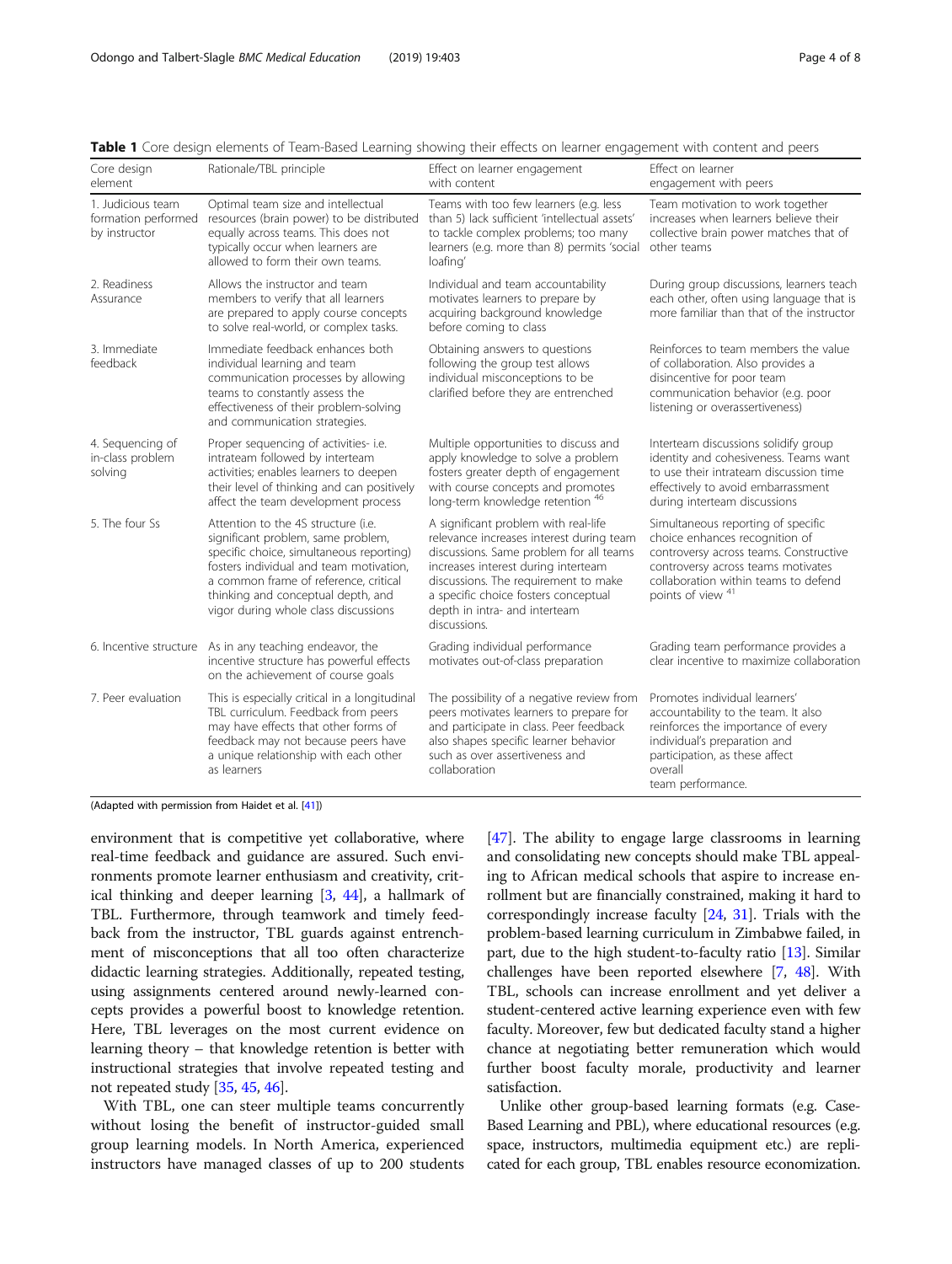**Table 1** Core design elements of Team-Based Learning showing their effects on learner engagement with content and peers

| Core design element | Rationale/TBL principle | Effect on learner engagement with content | Effect on learner engagement with peers |
|---|---|---|---|
| 1. Judicious team formation performed by instructor | Optimal team size and intellectual resources (brain power) to be distributed equally across teams. This does not typically occur when learners are allowed to form their own teams. | Teams with too few learners (e.g. less than 5) lack sufficient 'intellectual assets' to tackle complex problems; too many learners (e.g. more than 8) permits 'social loafing' | Team motivation to work together increases when learners believe their collective brain power matches that of other teams |
| 2. Readiness Assurance | Allows the instructor and team members to verify that all learners are prepared to apply course concepts to solve real-world, or complex tasks. | Individual and team accountability motivates learners to prepare by acquiring background knowledge before coming to class | During group discussions, learners teach each other, often using language that is more familiar than that of the instructor |
| 3. Immediate feedback | Immediate feedback enhances both individual learning and team communication processes by allowing teams to constantly assess the effectiveness of their problem-solving and communication strategies. | Obtaining answers to questions following the group test allows individual misconceptions to be clarified before they are entrenched | Reinforces to team members the value of collaboration. Also provides a disincentive for poor team communication behavior (e.g. poor listening or overassertiveness) |
| 4. Sequencing of in-class problem solving | Proper sequencing of activities- i.e. intrateam followed by interteam activities; enables learners to deepen their level of thinking and can positively affect the team development process | Multiple opportunities to discuss and apply knowledge to solve a problem fosters greater depth of engagement with course concepts and promotes long-term knowledge retention [46] | Interteam discussions solidify group identity and cohesiveness. Teams want to use their intrateam discussion time effectively to avoid embarrassment during interteam discussions |
| 5. The four Ss | Attention to the 4S structure (i.e. significant problem, same problem, specific choice, simultaneous reporting) fosters individual and team motivation, a common frame of reference, critical thinking and conceptual depth, and vigor during whole class discussions | A significant problem with real-life relevance increases interest during team discussions. Same problem for all teams increases interest during interteam discussions. The requirement to make a specific choice fosters conceptual depth in intra- and interteam discussions. | Simultaneous reporting of specific choice enhances recognition of controversy across teams. Constructive controversy across teams motivates collaboration within teams to defend points of view [41] |
| 6. Incentive structure | As in any teaching endeavor, the incentive structure has powerful effects on the achievement of course goals | Grading individual performance motivates out-of-class preparation | Grading team performance provides a clear incentive to maximize collaboration |
| 7. Peer evaluation | This is especially critical in a longitudinal TBL curriculum. Feedback from peers may have effects that other forms of feedback may not because peers have a unique relationship with each other as learners | The possibility of a negative review from peers motivates learners to prepare for and participate in class. Peer feedback also shapes specific learner behavior such as over assertiveness and collaboration | Promotes individual learners' accountability to the team. It also reinforces the importance of every individual's preparation and participation, as these affect overall team performance. |

(Adapted with permission from Haidet et al. [41])

environment that is competitive yet collaborative, where real-time feedback and guidance are assured. Such environments promote learner enthusiasm and creativity, critical thinking and deeper learning [3, 44], a hallmark of TBL. Furthermore, through teamwork and timely feedback from the instructor, TBL guards against entrenchment of misconceptions that all too often characterize didactic learning strategies. Additionally, repeated testing, using assignments centered around newly-learned concepts provides a powerful boost to knowledge retention. Here, TBL leverages on the most current evidence on learning theory – that knowledge retention is better with instructional strategies that involve repeated testing and not repeated study [35, 45, 46].

With TBL, one can steer multiple teams concurrently without losing the benefit of instructor-guided small group learning models. In North America, experienced instructors have managed classes of up to 200 students [47]. The ability to engage large classrooms in learning and consolidating new concepts should make TBL appealing to African medical schools that aspire to increase enrollment but are financially constrained, making it hard to correspondingly increase faculty [24, 31]. Trials with the problem-based learning curriculum in Zimbabwe failed, in part, due to the high student-to-faculty ratio [13]. Similar challenges have been reported elsewhere [7, 48]. With TBL, schools can increase enrollment and yet deliver a student-centered active learning experience even with few faculty. Moreover, few but dedicated faculty stand a higher chance at negotiating better remuneration which would further boost faculty morale, productivity and learner satisfaction.

Unlike other group-based learning formats (e.g. Case-Based Learning and PBL), where educational resources (e.g. space, instructors, multimedia equipment etc.) are replicated for each group, TBL enables resource economization.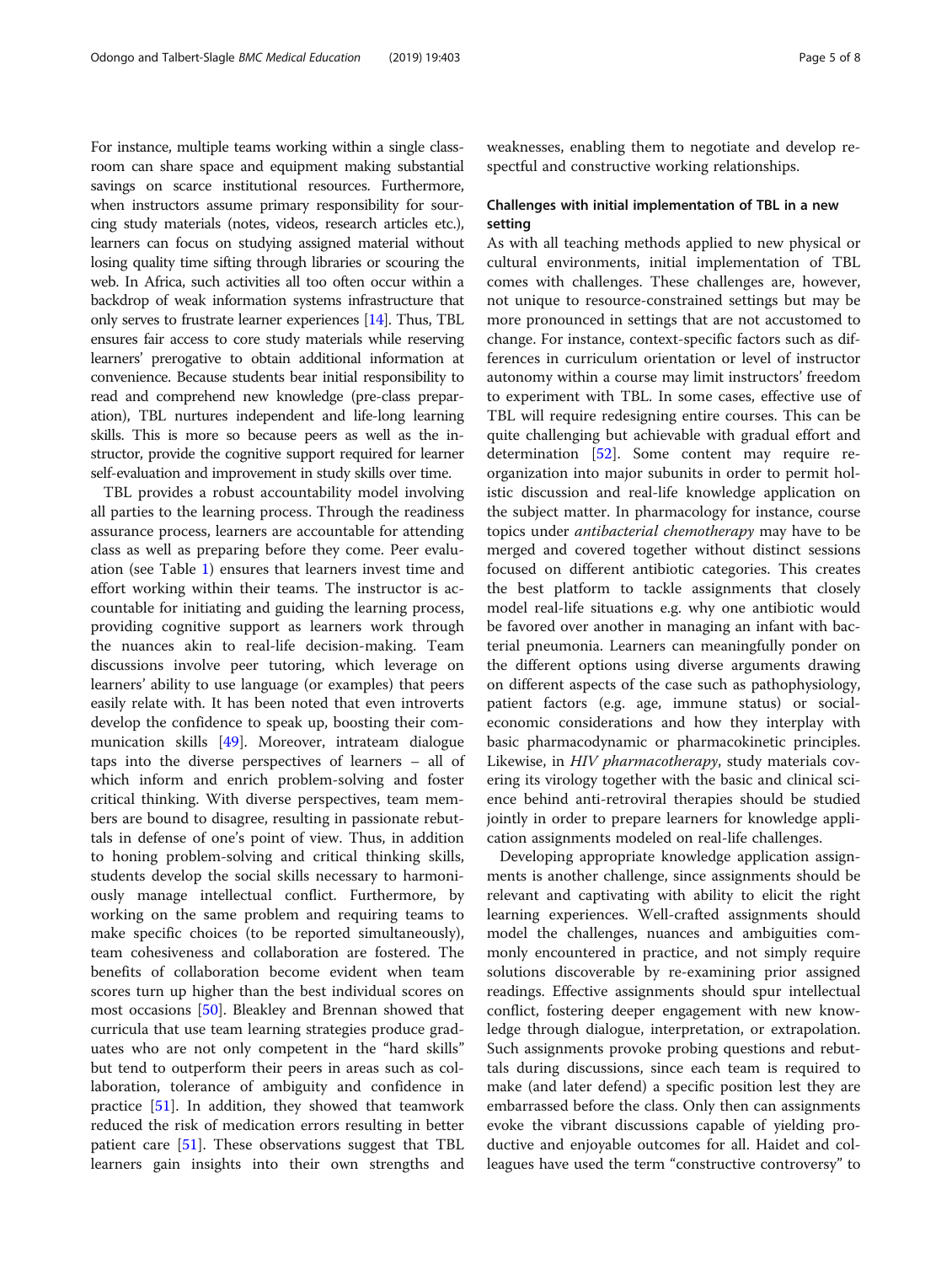For instance, multiple teams working within a single classroom can share space and equipment making substantial savings on scarce institutional resources. Furthermore, when instructors assume primary responsibility for sourcing study materials (notes, videos, research articles etc.), learners can focus on studying assigned material without losing quality time sifting through libraries or scouring the web. In Africa, such activities all too often occur within a backdrop of weak information systems infrastructure that only serves to frustrate learner experiences [14]. Thus, TBL ensures fair access to core study materials while reserving learners' prerogative to obtain additional information at convenience. Because students bear initial responsibility to read and comprehend new knowledge (pre-class preparation), TBL nurtures independent and life-long learning skills. This is more so because peers as well as the instructor, provide the cognitive support required for learner self-evaluation and improvement in study skills over time.

TBL provides a robust accountability model involving all parties to the learning process. Through the readiness assurance process, learners are accountable for attending class as well as preparing before they come. Peer evaluation (see Table 1) ensures that learners invest time and effort working within their teams. The instructor is accountable for initiating and guiding the learning process, providing cognitive support as learners work through the nuances akin to real-life decision-making. Team discussions involve peer tutoring, which leverage on learners' ability to use language (or examples) that peers easily relate with. It has been noted that even introverts develop the confidence to speak up, boosting their communication skills [49]. Moreover, intrateam dialogue taps into the diverse perspectives of learners – all of which inform and enrich problem-solving and foster critical thinking. With diverse perspectives, team members are bound to disagree, resulting in passionate rebuttals in defense of one's point of view. Thus, in addition to honing problem-solving and critical thinking skills, students develop the social skills necessary to harmoniously manage intellectual conflict. Furthermore, by working on the same problem and requiring teams to make specific choices (to be reported simultaneously), team cohesiveness and collaboration are fostered. The benefits of collaboration become evident when team scores turn up higher than the best individual scores on most occasions [50]. Bleakley and Brennan showed that curricula that use team learning strategies produce graduates who are not only competent in the "hard skills" but tend to outperform their peers in areas such as collaboration, tolerance of ambiguity and confidence in practice [51]. In addition, they showed that teamwork reduced the risk of medication errors resulting in better patient care [51]. These observations suggest that TBL learners gain insights into their own strengths and weaknesses, enabling them to negotiate and develop respectful and constructive working relationships.

## Challenges with initial implementation of TBL in a new setting

As with all teaching methods applied to new physical or cultural environments, initial implementation of TBL comes with challenges. These challenges are, however, not unique to resource-constrained settings but may be more pronounced in settings that are not accustomed to change. For instance, context-specific factors such as differences in curriculum orientation or level of instructor autonomy within a course may limit instructors' freedom to experiment with TBL. In some cases, effective use of TBL will require redesigning entire courses. This can be quite challenging but achievable with gradual effort and determination [52]. Some content may require reorganization into major subunits in order to permit holistic discussion and real-life knowledge application on the subject matter. In pharmacology for instance, course topics under *antibacterial chemotherapy* may have to be merged and covered together without distinct sessions focused on different antibiotic categories. This creates the best platform to tackle assignments that closely model real-life situations e.g. why one antibiotic would be favored over another in managing an infant with bacterial pneumonia. Learners can meaningfully ponder on the different options using diverse arguments drawing on different aspects of the case such as pathophysiology, patient factors (e.g. age, immune status) or social-economic considerations and how they interplay with basic pharmacodynamic or pharmacokinetic principles. Likewise, in *HIV pharmacotherapy*, study materials covering its virology together with the basic and clinical science behind anti-retroviral therapies should be studied jointly in order to prepare learners for knowledge application assignments modeled on real-life challenges.

Developing appropriate knowledge application assignments is another challenge, since assignments should be relevant and captivating with ability to elicit the right learning experiences. Well-crafted assignments should model the challenges, nuances and ambiguities commonly encountered in practice, and not simply require solutions discoverable by re-examining prior assigned readings. Effective assignments should spur intellectual conflict, fostering deeper engagement with new knowledge through dialogue, interpretation, or extrapolation. Such assignments provoke probing questions and rebuttals during discussions, since each team is required to make (and later defend) a specific position lest they are embarrassed before the class. Only then can assignments evoke the vibrant discussions capable of yielding productive and enjoyable outcomes for all. Haidet and colleagues have used the term "constructive controversy" to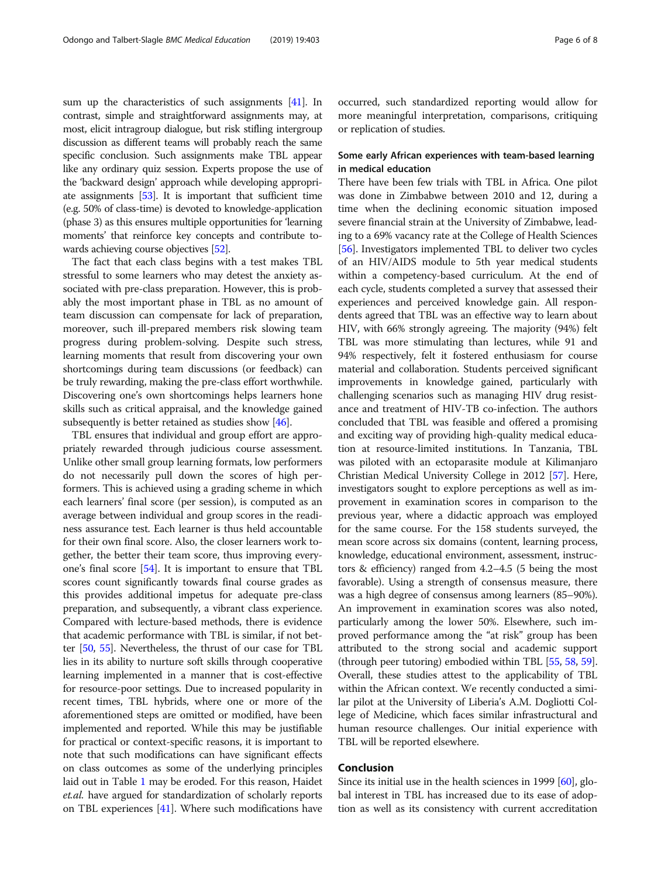sum up the characteristics of such assignments [41]. In contrast, simple and straightforward assignments may, at most, elicit intragroup dialogue, but risk stifling intergroup discussion as different teams will probably reach the same specific conclusion. Such assignments make TBL appear like any ordinary quiz session. Experts propose the use of the 'backward design' approach while developing appropriate assignments [53]. It is important that sufficient time (e.g. 50% of class-time) is devoted to knowledge-application (phase 3) as this ensures multiple opportunities for 'learning moments' that reinforce key concepts and contribute towards achieving course objectives [52].

The fact that each class begins with a test makes TBL stressful to some learners who may detest the anxiety associated with pre-class preparation. However, this is probably the most important phase in TBL as no amount of team discussion can compensate for lack of preparation, moreover, such ill-prepared members risk slowing team progress during problem-solving. Despite such stress, learning moments that result from discovering your own shortcomings during team discussions (or feedback) can be truly rewarding, making the pre-class effort worthwhile. Discovering one's own shortcomings helps learners hone skills such as critical appraisal, and the knowledge gained subsequently is better retained as studies show [46].

TBL ensures that individual and group effort are appropriately rewarded through judicious course assessment. Unlike other small group learning formats, low performers do not necessarily pull down the scores of high performers. This is achieved using a grading scheme in which each learners' final score (per session), is computed as an average between individual and group scores in the readiness assurance test. Each learner is thus held accountable for their own final score. Also, the closer learners work together, the better their team score, thus improving everyone's final score [54]. It is important to ensure that TBL scores count significantly towards final course grades as this provides additional impetus for adequate pre-class preparation, and subsequently, a vibrant class experience. Compared with lecture-based methods, there is evidence that academic performance with TBL is similar, if not better [50, 55]. Nevertheless, the thrust of our case for TBL lies in its ability to nurture soft skills through cooperative learning implemented in a manner that is cost-effective for resource-poor settings. Due to increased popularity in recent times, TBL hybrids, where one or more of the aforementioned steps are omitted or modified, have been implemented and reported. While this may be justifiable for practical or context-specific reasons, it is important to note that such modifications can have significant effects on class outcomes as some of the underlying principles laid out in Table 1 may be eroded. For this reason, Haidet *et.al.* have argued for standardization of scholarly reports on TBL experiences [41]. Where such modifications have occurred, such standardized reporting would allow for more meaningful interpretation, comparisons, critiquing or replication of studies.

## Some early African experiences with team-based learning in medical education

There have been few trials with TBL in Africa. One pilot was done in Zimbabwe between 2010 and 12, during a time when the declining economic situation imposed severe financial strain at the University of Zimbabwe, leading to a 69% vacancy rate at the College of Health Sciences [56]. Investigators implemented TBL to deliver two cycles of an HIV/AIDS module to 5th year medical students within a competency-based curriculum. At the end of each cycle, students completed a survey that assessed their experiences and perceived knowledge gain. All respondents agreed that TBL was an effective way to learn about HIV, with 66% strongly agreeing. The majority (94%) felt TBL was more stimulating than lectures, while 91 and 94% respectively, felt it fostered enthusiasm for course material and collaboration. Students perceived significant improvements in knowledge gained, particularly with challenging scenarios such as managing HIV drug resistance and treatment of HIV-TB co-infection. The authors concluded that TBL was feasible and offered a promising and exciting way of providing high-quality medical education at resource-limited institutions. In Tanzania, TBL was piloted with an ectoparasite module at Kilimanjaro Christian Medical University College in 2012 [57]. Here, investigators sought to explore perceptions as well as improvement in examination scores in comparison to the previous year, where a didactic approach was employed for the same course. For the 158 students surveyed, the mean score across six domains (content, learning process, knowledge, educational environment, assessment, instructors & efficiency) ranged from 4.2–4.5 (5 being the most favorable). Using a strength of consensus measure, there was a high degree of consensus among learners (85–90%). An improvement in examination scores was also noted, particularly among the lower 50%. Elsewhere, such improved performance among the "at risk" group has been attributed to the strong social and academic support (through peer tutoring) embodied within TBL [55, 58, 59]. Overall, these studies attest to the applicability of TBL within the African context. We recently conducted a similar pilot at the University of Liberia's A.M. Dogliotti College of Medicine, which faces similar infrastructural and human resource challenges. Our initial experience with TBL will be reported elsewhere.

## Conclusion

Since its initial use in the health sciences in 1999 [60], global interest in TBL has increased due to its ease of adoption as well as its consistency with current accreditation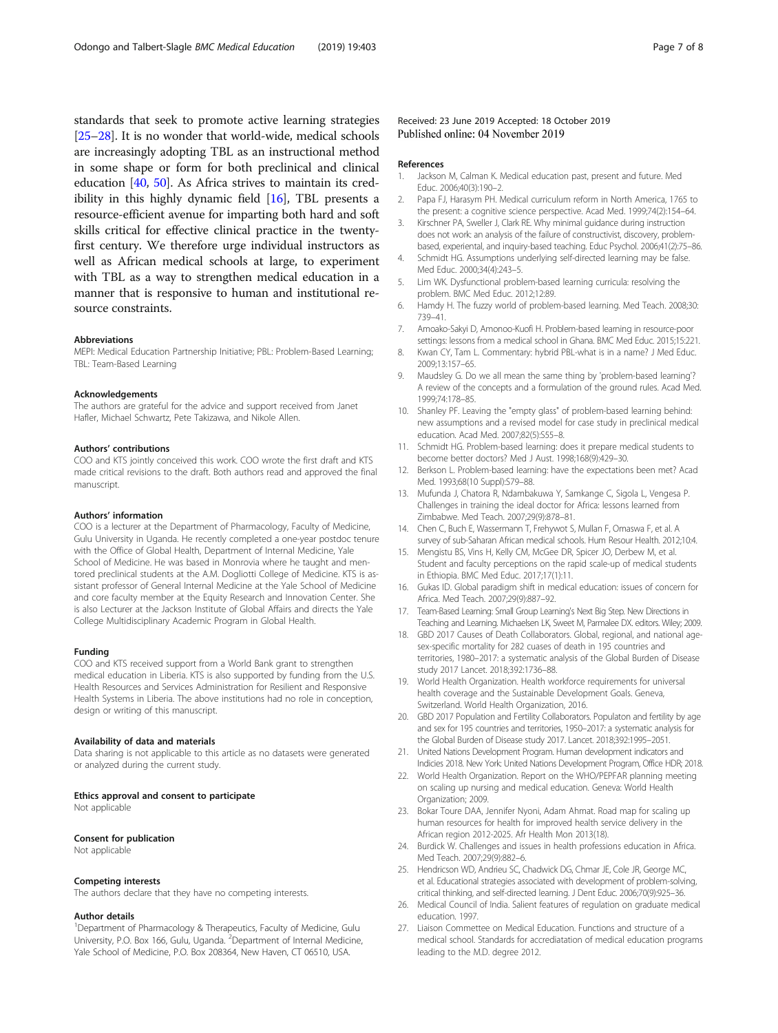standards that seek to promote active learning strategies [25–28]. It is no wonder that world-wide, medical schools are increasingly adopting TBL as an instructional method in some shape or form for both preclinical and clinical education [40, 50]. As Africa strives to maintain its credibility in this highly dynamic field [16], TBL presents a resource-efficient avenue for imparting both hard and soft skills critical for effective clinical practice in the twenty-first century. We therefore urge individual instructors as well as African medical schools at large, to experiment with TBL as a way to strengthen medical education in a manner that is responsive to human and institutional resource constraints.

#### Abbreviations

MEPI: Medical Education Partnership Initiative; PBL: Problem-Based Learning; TBL: Team-Based Learning

#### Acknowledgements

The authors are grateful for the advice and support received from Janet Hafler, Michael Schwartz, Pete Takizawa, and Nikole Allen.

#### Authors' contributions

COO and KTS jointly conceived this work. COO wrote the first draft and KTS made critical revisions to the draft. Both authors read and approved the final manuscript.

#### Authors' information

COO is a lecturer at the Department of Pharmacology, Faculty of Medicine, Gulu University in Uganda. He recently completed a one-year postdoc tenure with the Office of Global Health, Department of Internal Medicine, Yale School of Medicine. He was based in Monrovia where he taught and mentored preclinical students at the A.M. Dogliotti College of Medicine. KTS is assistant professor of General Internal Medicine at the Yale School of Medicine and core faculty member at the Equity Research and Innovation Center. She is also Lecturer at the Jackson Institute of Global Affairs and directs the Yale College Multidisciplinary Academic Program in Global Health.

#### Funding

COO and KTS received support from a World Bank grant to strengthen medical education in Liberia. KTS is also supported by funding from the U.S. Health Resources and Services Administration for Resilient and Responsive Health Systems in Liberia. The above institutions had no role in conception, design or writing of this manuscript.

#### Availability of data and materials

Data sharing is not applicable to this article as no datasets were generated or analyzed during the current study.

#### Ethics approval and consent to participate

Not applicable

#### Consent for publication

Not applicable

#### Competing interests

The authors declare that they have no competing interests.

#### Author details

[1]Department of Pharmacology & Therapeutics, Faculty of Medicine, Gulu University, P.O. Box 166, Gulu, Uganda. [2]Department of Internal Medicine, Yale School of Medicine, P.O. Box 208364, New Haven, CT 06510, USA.

Received: 23 June 2019 Accepted: 18 October 2019
Published online: 04 November 2019

#### References

1. Jackson M, Calman K. Medical education past, present and future. Med Educ. 2006;40(3):190–2.
2. Papa FJ, Harasym PH. Medical curriculum reform in North America, 1765 to the present: a cognitive science perspective. Acad Med. 1999;74(2):154–64.
3. Kirschner PA, Sweller J, Clark RE. Why minimal guidance during instruction does not work: an analysis of the failure of constructivist, discovery, problem-based, experiental, and inquiry-based teaching. Educ Psychol. 2006;41(2):75–86.
4. Schmidt HG. Assumptions underlying self-directed learning may be false. Med Educ. 2000;34(4):243–5.
5. Lim WK. Dysfunctional problem-based learning curricula: resolving the problem. BMC Med Educ. 2012;12:89.
6. Hamdy H. The fuzzy world of problem-based learning. Med Teach. 2008;30:739–41.
7. Amoako-Sakyi D, Amonoo-Kuofi H. Problem-based learning in resource-poor settings: lessons from a medical school in Ghana. BMC Med Educ. 2015;15:221.
8. Kwan CY, Tam L. Commentary: hybrid PBL-what is in a name? J Med Educ. 2009;13:157–65.
9. Maudsley G. Do we all mean the same thing by 'problem-based learning'? A review of the concepts and a formulation of the ground rules. Acad Med. 1999;74:178–85.
10. Shanley PF. Leaving the "empty glass" of problem-based learning behind: new assumptions and a revised model for case study in preclinical medical education. Acad Med. 2007;82(5):S55–8.
11. Schmidt HG. Problem-based learning: does it prepare medical students to become better doctors? Med J Aust. 1998;168(9):429–30.
12. Berkson L. Problem-based learning: have the expectations been met? Acad Med. 1993;68(10 Suppl):S79–88.
13. Mufunda J, Chatora R, Ndambakuwa Y, Samkange C, Sigola L, Vengesa P. Challenges in training the ideal doctor for Africa: lessons learned from Zimbabwe. Med Teach. 2007;29(9):878–81.
14. Chen C, Buch E, Wassermann T, Frehywot S, Mullan F, Omaswa F, et al. A survey of sub-Saharan African medical schools. Hum Resour Health. 2012;10:4.
15. Mengistu BS, Vins H, Kelly CM, McGee DR, Spicer JO, Derbew M, et al. Student and faculty perceptions on the rapid scale-up of medical students in Ethiopia. BMC Med Educ. 2017;17(1):11.
16. Gukas ID. Global paradigm shift in medical education: issues of concern for Africa. Med Teach. 2007;29(9):887–92.
17. Team-Based Learning: Small Group Learning's Next Big Step. New Directions in Teaching and Learning. Michaelsen LK, Sweet M, Parmalee DX. editors. Wiley; 2009.
18. GBD 2017 Causes of Death Collaborators. Global, regional, and national age-sex-specific mortality for 282 cuases of death in 195 countries and territories, 1980–2017: a systematic analysis of the Global Burden of Disease study 2017 Lancet. 2018;392:1736–88.
19. World Health Organization. Health workforce requirements for universal health coverage and the Sustainable Development Goals. Geneva, Switzerland. World Health Organization, 2016.
20. GBD 2017 Population and Fertility Collaborators. Populaton and fertility by age and sex for 195 countries and territories, 1950–2017: a systematic analysis for the Global Burden of Disease study 2017. Lancet. 2018;392:1995–2051.
21. United Nations Development Program. Human development indicators and Indicies 2018. New York: United Nations Development Program, Office HDR; 2018.
22. World Health Organization. Report on the WHO/PEPFAR planning meeting on scaling up nursing and medical education. Geneva: World Health Organization; 2009.
23. Bokar Toure DAA, Jennifer Nyoni, Adam Ahmat. Road map for scaling up human resources for health for improved health service delivery in the African region 2012-2025. Afr Health Mon 2013(18).
24. Burdick W. Challenges and issues in health professions education in Africa. Med Teach. 2007;29(9):882–6.
25. Hendricson WD, Andrieu SC, Chadwick DG, Chmar JE, Cole JR, George MC, et al. Educational strategies associated with development of problem-solving, critical thinking, and self-directed learning. J Dent Educ. 2006;70(9):925–36.
26. Medical Council of India. Salient features of regulation on graduate medical education. 1997.
27. Liaison Commettee on Medical Education. Functions and structure of a medical school. Standards for accrediatation of medical education programs leading to the M.D. degree 2012.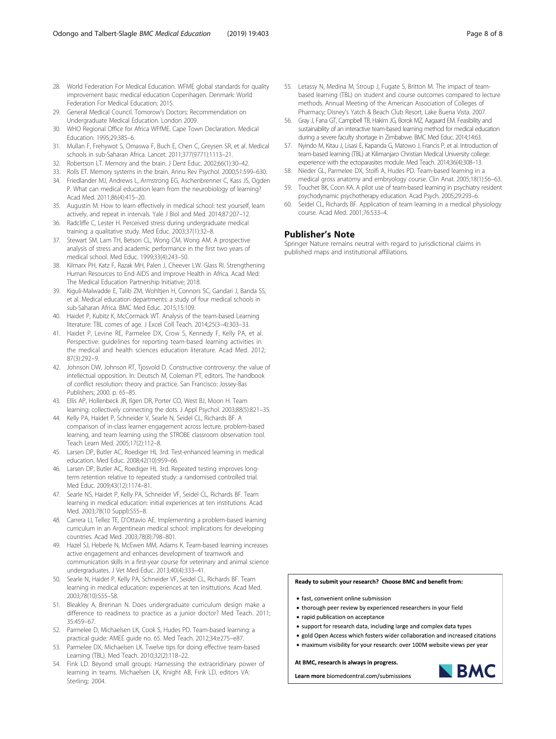28. World Federation For Medical Education. WFME global standards for quality improvement basic medical education Copenhagen. Denmark: World Federation For Medical Education; 2015.
29. General Medical Council. Tomorow's Doctors: Recommendation on Undergraduate Medical Education. London 2009.
30. WHO Regional Office for Africa WFfME. Cape Town Declaration. Medical Education. 1995;29:385–6.
31. Mullan F, Frehywot S, Omaswa F, Buch E, Chen C, Greysen SR, et al. Medical schools in sub-Saharan Africa. Lancet. 2011;377(9771):1113–21.
32. Robertson LT. Memory and the brain. J Dent Educ. 2002;66(1):30–42.
33. Rolls ET. Memory systems in the brain. Annu Rev Psychol. 2000;51:599–630.
34. Friedlander MJ, Andrews L, Armstrong EG, Aschenbrenner C, Kass JS, Ogden P. What can medical education learn from the neurobiology of learning? Acad Med. 2011;86(4):415–20.
35. Augustin M. How to learn effectively in medical school: test yourself, learn actively, and repeat in intervals. Yale J Biol and Med. 2014;87:207–12.
36. Radcliffe C, Lester H. Perceived stress during undergraduate medical training: a qualitative study. Med Educ. 2003;37(1):32–8.
37. Stewart SM, Lam TH, Betson CL, Wong CM, Wong AM. A prospective analysis of stress and academic performance in the first two years of medical school. Med Educ. 1999;33(4):243–50.
38. Kilmarx PH, Katz F, Razak MH, Palen J, Cheever LW. Glass RI. Strengthening Human Resources to End AIDS and Improve Health in Africa. Acad Med: The Medical Education Partnership Initiative; 2018.
39. Kiguli-Malwadde E, Talib ZM, Wohltjen H, Connors SC, Gandari J, Banda SS, et al. Medical education departments: a study of four medical schools in sub-Saharan Africa. BMC Med Educ. 2015;15:109.
40. Haidet P, Kubitz K, McCormack WT. Analysis of the team-based Learning literature: TBL comes of age. J Excel Coll Teach. 2014;25(3–4):303–33.
41. Haidet P, Levine RE, Parmelee DX, Crow S, Kennedy F, Kelly PA, et al. Perspective: guidelines for reporting team-based learning activities in the medical and health sciences education literature. Acad Med. 2012; 87(3):292–9.
42. Johnson DW, Johnson RT, Tjosvold D. Constructive controversy: the value of intellectual opposition. In: Deutsch M, Coleman PT, editors. The handbook of conflict resolution: theory and practice. San Francisco: Jossey-Bas Publishers; 2000. p. 65–85.
43. Ellis AP, Hollenbeck JR, Ilgen DR, Porter CO, West BJ, Moon H. Team learning: collectively connecting the dots. J Appl Psychol. 2003;88(5):821–35.
44. Kelly PA, Haidet P, Schneider V, Searle N, Seidel CL, Richards BF. A comparison of in-class learner engagement across lecture, problem-based learning, and team learning using the STROBE classroom observation tool. Teach Learn Med. 2005;17(2):112–8.
45. Larsen DP, Butler AC, Roediger HL 3rd. Test-enhanced learning in medical education. Med Educ. 2008;42(10):959–66.
46. Larsen DP, Butler AC, Roediger HL 3rd. Repeated testing improves long-term retention relative to repeated study: a randomised controlled trial. Med Educ. 2009;43(12):1174–81.
47. Searle NS, Haidet P, Kelly PA, Schneider VF, Seidel CL, Richards BF. Team learning in medical education: initial experiences at ten institutions. Acad Med. 2003;78(10 Suppl):S55–8.
48. Carrera LI, Tellez TE, D'Ottavio AE. Implementing a problem-based learning curriculum in an Argentinean medical school: implications for developing countries. Acad Med. 2003;78(8):798–801.
49. Hazel SJ, Heberle N, McEwen MM, Adams K. Team-based learning increases active engagement and enhances development of teamwork and communication skills in a first-year course for veterinary and animal science undergraduates. J Vet Med Educ. 2013;40(4):333–41.
50. Searle N, Haidet P, Kelly PA, Schneider VF, Seidel CL, Richards BF. Team learning in medical education: experiences at ten insittutions. Acad Med. 2003;78(10):S55–S8.
51. Bleakley A, Brennan N. Does undergraduate curriculum design make a difference to readiness to practice as a junior doctor? Med Teach. 2011; 35:459–67.
52. Parmelee D, Michaelsen LK, Cook S, Hudes PD. Team-based learning: a practical guide: AMEE guide no. 65. Med Teach. 2012;34:e275–e87.
53. Parmelee DX, Michaelsen LK. Twelve tips for doing effective team-based Learning (TBL). Med Teach. 2010;32(2):118–22.
54. Fink LD. Beyond small groups: Harnessing the extraoridinary power of learning in teams. Michaelsen LK, Knight AB, Fink LD, editors VA: Sterling; 2004.
55. Letassy N, Medina M, Stroup J, Fugate S, Britton M. The impact of team-based learning (TBL) on student and course outcomes compared to lecture methods. Annual Meeting of the American Association of Colleges of Pharmacy; Disney's Yatch & Beach Club Resort, Lake Buena Vista. 2007.
56. Gray J, Fana GT, Campbell TB, Hakim JG, Borok MZ, Aagaard EM. Feasibility and sustainability of an interactive team-based learning method for medical education during a severe faculty shortage in Zimbabwe. BMC Med Educ. 2014;14:63.
57. Nyindo M, Kitau J, Lisasi E, Kapanda G, Matowo J, Francis P, et al. Introduction of team-based learning (TBL) at Kilimanjaro Christian Medical University college: experience with the ectoparasites module. Med Teach. 2014;36(4):308–13.
58. Nieder GL, Parmelee DX, Stolfi A, Hudes PD. Team-based learning in a medical gross anatomy and embryology course. Clin Anat. 2005;18(1):56–63.
59. Touchet BK, Coon KA. A pilot use of team-based learning in psychiatry resident psychodynamic psychotherapy education. Acad Psych. 2005;29:293–6.
60. Seidel CL, Richards BF. Application of team learning in a medical physiology course. Acad Med. 2001;76:533–4.

## Publisher's Note

Springer Nature remains neutral with regard to jurisdictional claims in published maps and institutional affiliations.

**Ready to submit your research? Choose BMC and benefit from:**

- fast, convenient online submission
- thorough peer review by experienced researchers in your field
- rapid publication on acceptance
- support for research data, including large and complex data types
- gold Open Access which fosters wider collaboration and increased citations
- maximum visibility for your research: over 100M website views per year

**At BMC, research is always in progress.**

**Learn more** biomedcentral.com/submissions

BMC